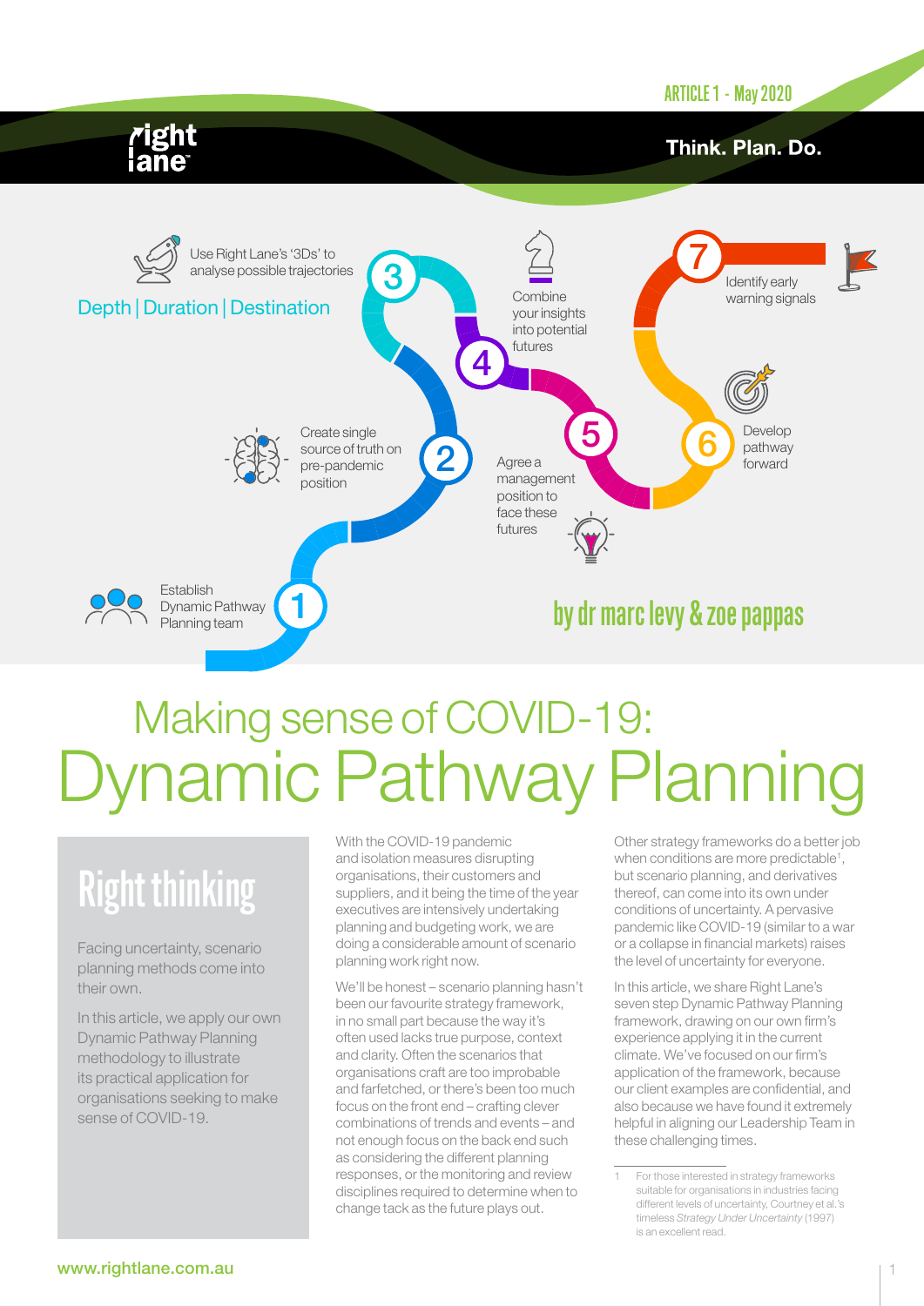ARTICLE 1 - May 2020

Think. Plan. Do.

1. Establish Dynamic Pathway Planning team
2. Create single source of truth on pre-pandemic position
3. Use Right Lane's '3Ds' to analyse possible trajectories — Depth | Duration | Destination
4. Combine your insights into potential futures
5. Agree a management position to face these futures
6. Develop pathway forward
7. Identify early warning signals

by dr marc levy & zoe pappas

# Making sense of COVID-19: Dynamic Pathway Planning

## Right thinking

Facing uncertainty, scenario planning methods come into their own.

In this article, we apply our own Dynamic Pathway Planning methodology to illustrate its practical application for organisations seeking to make sense of COVID-19.

With the COVID-19 pandemic and isolation measures disrupting organisations, their customers and suppliers, and it being the time of the year executives are intensively undertaking planning and budgeting work, we are doing a considerable amount of scenario planning work right now.

We'll be honest – scenario planning hasn't been our favourite strategy framework, in no small part because the way it's often used lacks true purpose, context and clarity. Often the scenarios that organisations craft are too improbable and farfetched, or there's been too much focus on the front end – crafting clever combinations of trends and events – and not enough focus on the back end such as considering the different planning responses, or the monitoring and review disciplines required to determine when to change tack as the future plays out.

Other strategy frameworks do a better job when conditions are more predictable[1], but scenario planning, and derivatives thereof, can come into its own under conditions of uncertainty. A pervasive pandemic like COVID-19 (similar to a war or a collapse in financial markets) raises the level of uncertainty for everyone.

In this article, we share Right Lane's seven step Dynamic Pathway Planning framework, drawing on our own firm's experience applying it in the current climate. We've focused on our firm's application of the framework, because our client examples are confidential, and also because we have found it extremely helpful in aligning our Leadership Team in these challenging times.

---

1 For those interested in strategy frameworks suitable for organisations in industries facing different levels of uncertainty, Courtney et al.'s timeless *Strategy Under Uncertainty* (1997) is an excellent read.

www.rightlane.com.au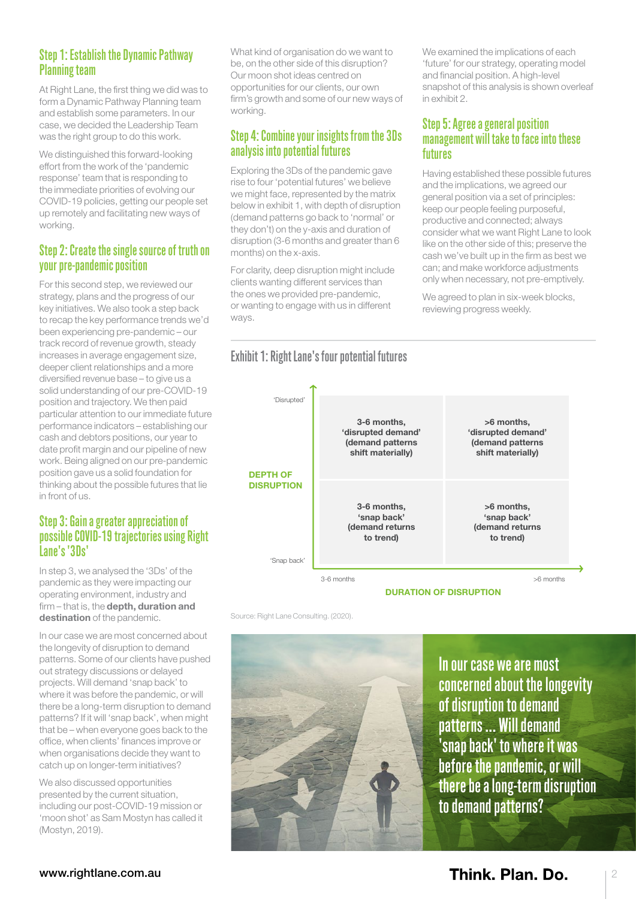## Step 1: Establish the Dynamic Pathway Planning team

At Right Lane, the first thing we did was to form a Dynamic Pathway Planning team and establish some parameters. In our case, we decided the Leadership Team was the right group to do this work.

We distinguished this forward-looking effort from the work of the 'pandemic response' team that is responding to the immediate priorities of evolving our COVID-19 policies, getting our people set up remotely and facilitating new ways of working.

## Step 2: Create the single source of truth on your pre-pandemic position

For this second step, we reviewed our strategy, plans and the progress of our key initiatives. We also took a step back to recap the key performance trends we'd been experiencing pre-pandemic – our track record of revenue growth, steady increases in average engagement size, deeper client relationships and a more diversified revenue base – to give us a solid understanding of our pre-COVID-19 position and trajectory. We then paid particular attention to our immediate future performance indicators – establishing our cash and debtors positions, our year to date profit margin and our pipeline of new work. Being aligned on our pre-pandemic position gave us a solid foundation for thinking about the possible futures that lie in front of us.

## Step 3: Gain a greater appreciation of possible COVID-19 trajectories using Right Lane's '3Ds'

In step 3, we analysed the '3Ds' of the pandemic as they were impacting our operating environment, industry and firm – that is, the **depth, duration and destination** of the pandemic.

In our case we are most concerned about the longevity of disruption to demand patterns. Some of our clients have pushed out strategy discussions or delayed projects. Will demand 'snap back' to where it was before the pandemic, or will there be a long-term disruption to demand patterns? If it will 'snap back', when might that be – when everyone goes back to the office, when clients' finances improve or when organisations decide they want to catch up on longer-term initiatives?

We also discussed opportunities presented by the current situation, including our post-COVID-19 mission or 'moon shot' as Sam Mostyn has called it (Mostyn, 2019).

What kind of organisation do we want to be, on the other side of this disruption? Our moon shot ideas centred on opportunities for our clients, our own firm's growth and some of our new ways of working.

## Step 4: Combine your insights from the 3Ds analysis into potential futures

Exploring the 3Ds of the pandemic gave rise to four 'potential futures' we believe we might face, represented by the matrix below in exhibit 1, with depth of disruption (demand patterns go back to 'normal' or they don't) on the y-axis and duration of disruption (3-6 months and greater than 6 months) on the x-axis.

For clarity, deep disruption might include clients wanting different services than the ones we provided pre-pandemic, or wanting to engage with us in different ways.

We examined the implications of each 'future' for our strategy, operating model and financial position. A high-level snapshot of this analysis is shown overleaf in exhibit 2.

## Step 5: Agree a general position management will take to face into these futures

Having established these possible futures and the implications, we agreed our general position via a set of principles: keep our people feeling purposeful, productive and connected; always consider what we want Right Lane to look like on the other side of this; preserve the cash we've built up in the firm as best we can; and make workforce adjustments only when necessary, not pre-emptively.

We agreed to plan in six-week blocks, reviewing progress weekly.

### Exhibit 1: Right Lane's four potential futures

| DEPTH OF DISRUPTION / DURATION OF DISRUPTION | 3-6 months | >6 months |
|---|---|---|
| 'Disrupted' | **3-6 months, 'disrupted demand' (demand patterns shift materially)** | **>6 months, 'disrupted demand' (demand patterns shift materially)** |
| 'Snap back' | **3-6 months, 'snap back' (demand returns to trend)** | **>6 months, 'snap back' (demand returns to trend)** |

Source: Right Lane Consulting. (2020).

> In our case we are most concerned about the longevity of disruption to demand patterns ... Will demand 'snap back' to where it was before the pandemic, or will there be a long-term disruption to demand patterns?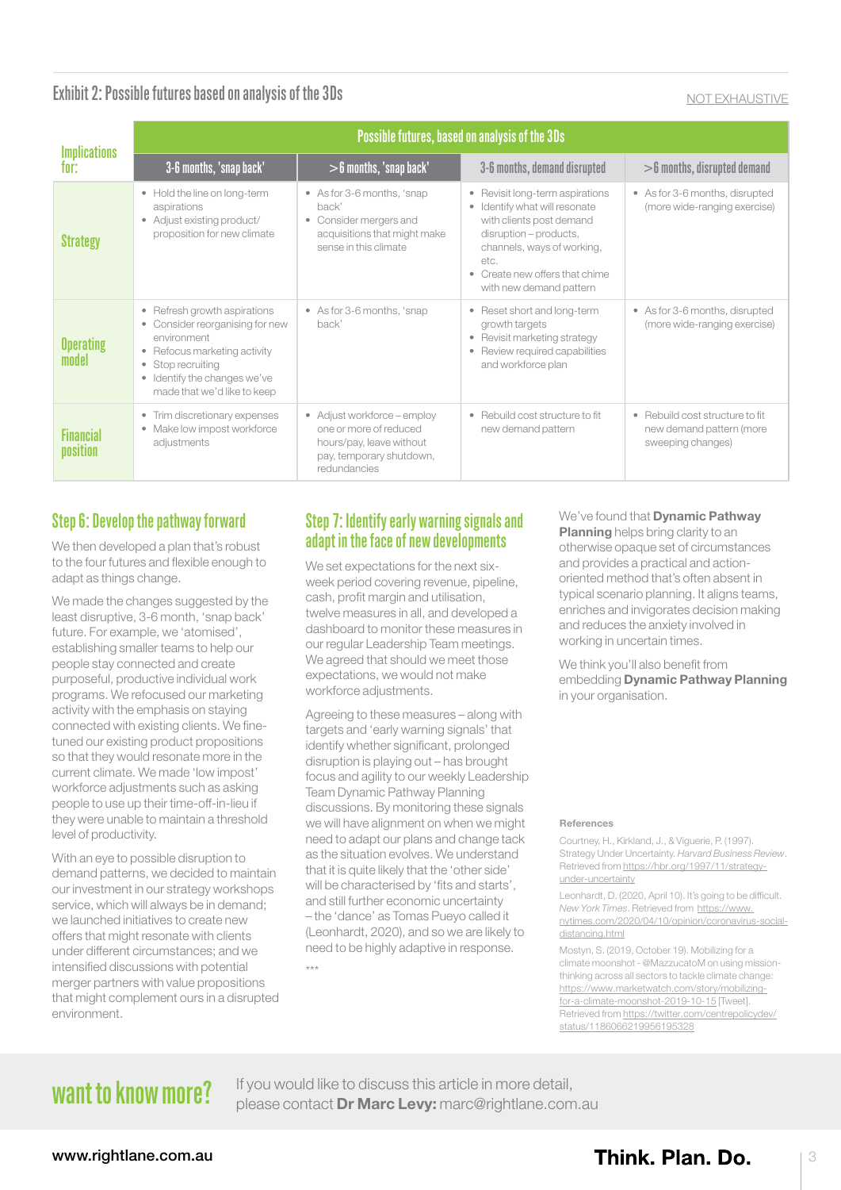### Exhibit 2: Possible futures based on analysis of the 3Ds

NOT EXHAUSTIVE

| Implications for: | Possible futures, based on analysis of the 3Ds | | | |
|---|---|---|---|---|
| | 3-6 months, 'snap back' | >6 months, 'snap back' | 3-6 months, demand disrupted | >6 months, disrupted demand |
| **Strategy** | • Hold the line on long-term aspirations<br>• Adjust existing product/ proposition for new climate | • As for 3-6 months, 'snap back'<br>• Consider mergers and acquisitions that might make sense in this climate | • Revisit long-term aspirations<br>• Identify what will resonate with clients post demand disruption – products, channels, ways of working, etc.<br>• Create new offers that chime with new demand pattern | • As for 3-6 months, disrupted (more wide-ranging exercise) |
| **Operating model** | • Refresh growth aspirations<br>• Consider reorganising for new environment<br>• Refocus marketing activity<br>• Stop recruiting<br>• Identify the changes we've made that we'd like to keep | • As for 3-6 months, 'snap back' | • Reset short and long-term growth targets<br>• Revisit marketing strategy<br>• Review required capabilities and workforce plan | • As for 3-6 months, disrupted (more wide-ranging exercise) |
| **Financial position** | • Trim discretionary expenses<br>• Make low impost workforce adjustments | • Adjust workforce – employ one or more of reduced hours/pay, leave without pay, temporary shutdown, redundancies | • Rebuild cost structure to fit new demand pattern | • Rebuild cost structure to fit new demand pattern (more sweeping changes) |

## Step 6: Develop the pathway forward

We then developed a plan that's robust to the four futures and flexible enough to adapt as things change.

We made the changes suggested by the least disruptive, 3-6 month, 'snap back' future. For example, we 'atomised', establishing smaller teams to help our people stay connected and create purposeful, productive individual work programs. We refocused our marketing activity with the emphasis on staying connected with existing clients. We fine-tuned our existing product propositions so that they would resonate more in the current climate. We made 'low impost' workforce adjustments such as asking people to use up their time-off-in-lieu if they were unable to maintain a threshold level of productivity.

With an eye to possible disruption to demand patterns, we decided to maintain our investment in our strategy workshops service, which will always be in demand; we launched initiatives to create new offers that might resonate with clients under different circumstances; and we intensified discussions with potential merger partners with value propositions that might complement ours in a disrupted environment.

## Step 7: Identify early warning signals and adapt in the face of new developments

We set expectations for the next six-week period covering revenue, pipeline, cash, profit margin and utilisation, twelve measures in all, and developed a dashboard to monitor these measures in our regular Leadership Team meetings. We agreed that should we meet those expectations, we would not make workforce adjustments.

Agreeing to these measures – along with targets and 'early warning signals' that identify whether significant, prolonged disruption is playing out – has brought focus and agility to our weekly Leadership Team Dynamic Pathway Planning discussions. By monitoring these signals we will have alignment on when we might need to adapt our plans and change tack as the situation evolves. We understand that it is quite likely that the 'other side' will be characterised by 'fits and starts', and still further economic uncertainty – the 'dance' as Tomas Pueyo called it (Leonhardt, 2020), and so we are likely to need to be highly adaptive in response.

***

We've found that **Dynamic Pathway Planning** helps bring clarity to an otherwise opaque set of circumstances and provides a practical and action-oriented method that's often absent in typical scenario planning. It aligns teams, enriches and invigorates decision making and reduces the anxiety involved in working in uncertain times.

We think you'll also benefit from embedding **Dynamic Pathway Planning** in your organisation.

#### References

Courtney, H., Kirkland, J., & Viguerie, P. (1997). Strategy Under Uncertainty. *Harvard Business Review*. Retrieved from https://hbr.org/1997/11/strategy-under-uncertainty

Leonhardt, D. (2020, April 10). It's going to be difficult. *New York Times*. Retrieved from https://www.nytimes.com/2020/04/10/opinion/coronavirus-social-distancing.html

Mostyn, S. (2019, October 19). Mobilizing for a climate moonshot - @MazzucatoM on using mission-thinking across all sectors to tackle climate change: https://www.marketwatch.com/story/mobilizing-for-a-climate-moonshot-2019-10-15 [Tweet]. Retrieved from https://twitter.com/centrepolicydev/status/1186066219956195328

## want to know more?

If you would like to discuss this article in more detail, please contact **Dr Marc Levy:** marc@rightlane.com.au

www.rightlane.com.au

**Think. Plan. Do.**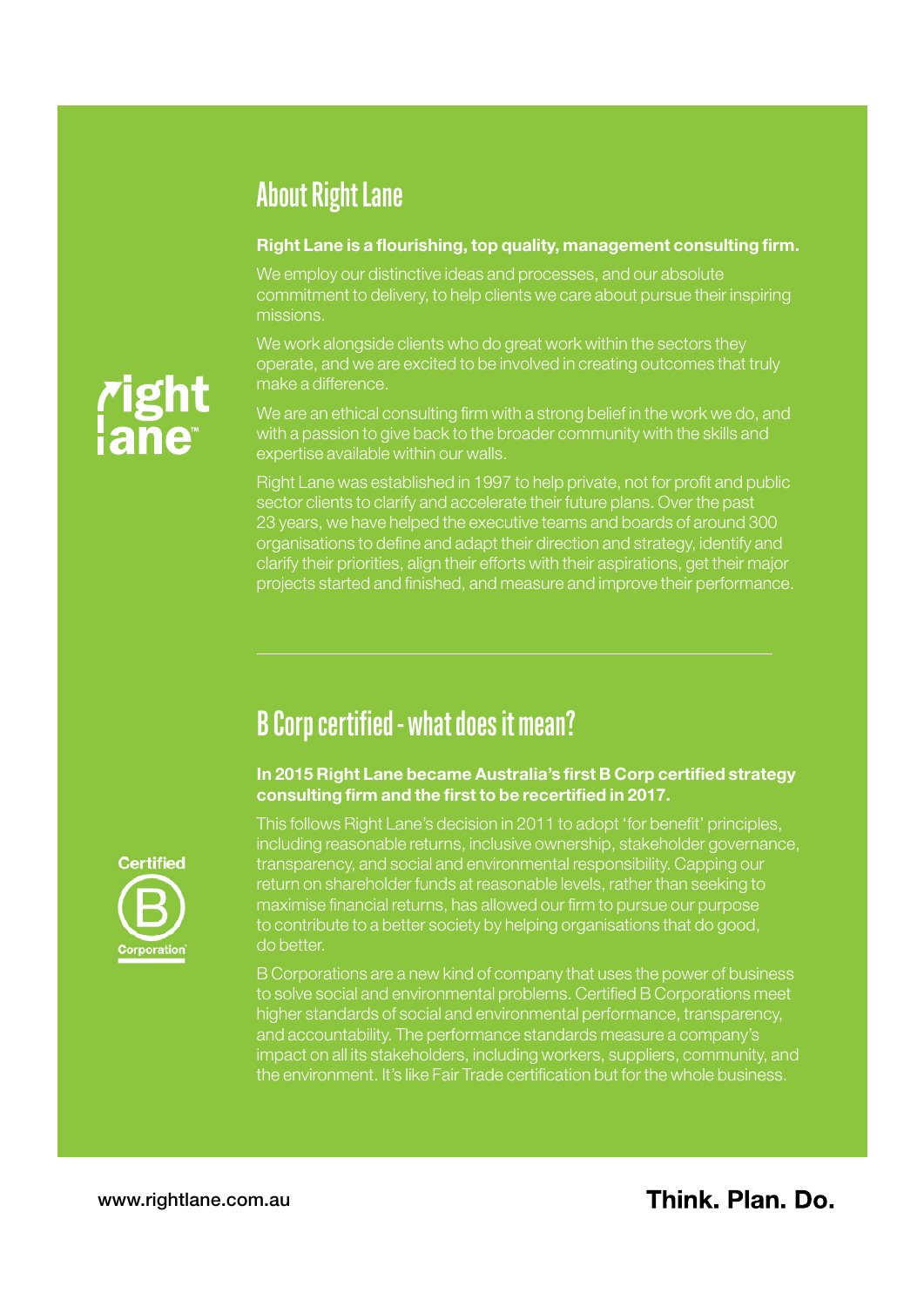## About Right Lane

**Right Lane is a flourishing, top quality, management consulting firm.**

We employ our distinctive ideas and processes, and our absolute commitment to delivery, to help clients we care about pursue their inspiring missions.

We work alongside clients who do great work within the sectors they operate, and we are excited to be involved in creating outcomes that truly make a difference.

We are an ethical consulting firm with a strong belief in the work we do, and with a passion to give back to the broader community with the skills and expertise available within our walls.

Right Lane was established in 1997 to help private, not for profit and public sector clients to clarify and accelerate their future plans. Over the past 23 years, we have helped the executive teams and boards of around 300 organisations to define and adapt their direction and strategy, identify and clarify their priorities, align their efforts with their aspirations, get their major projects started and finished, and measure and improve their performance.

---

## B Corp certified - what does it mean?

**In 2015 Right Lane became Australia's first B Corp certified strategy consulting firm and the first to be recertified in 2017.**

This follows Right Lane's decision in 2011 to adopt 'for benefit' principles, including reasonable returns, inclusive ownership, stakeholder governance, transparency, and social and environmental responsibility. Capping our return on shareholder funds at reasonable levels, rather than seeking to maximise financial returns, has allowed our firm to pursue our purpose to contribute to a better society by helping organisations that do good, do better.

B Corporations are a new kind of company that uses the power of business to solve social and environmental problems. Certified B Corporations meet higher standards of social and environmental performance, transparency, and accountability. The performance standards measure a company's impact on all its stakeholders, including workers, suppliers, community, and the environment. It's like Fair Trade certification but for the whole business.

www.rightlane.com.au

**Think. Plan. Do.**